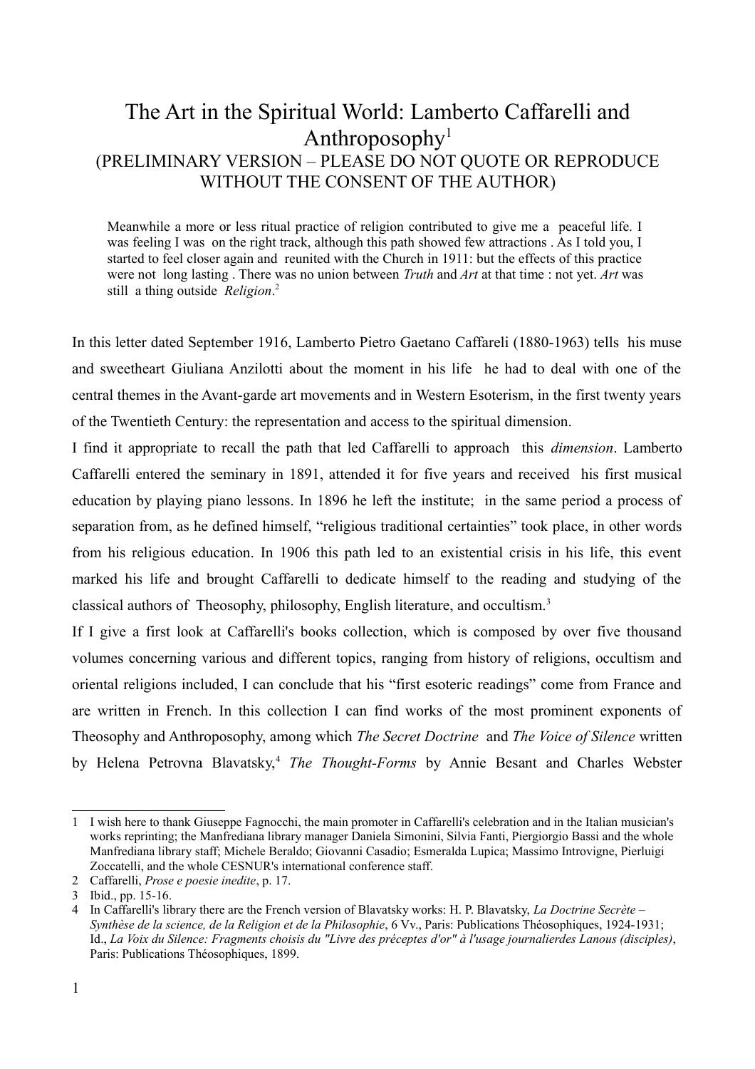# The Art in the Spiritual World: Lamberto Caffarelli and Anthroposophy[1]

(PRELIMINARY VERSION – PLEASE DO NOT QUOTE OR REPRODUCE WITHOUT THE CONSENT OF THE AUTHOR)

> Meanwhile a more or less ritual practice of religion contributed to give me a peaceful life. I was feeling I was on the right track, although this path showed few attractions . As I told you, I started to feel closer again and reunited with the Church in 1911: but the effects of this practice were not long lasting . There was no union between *Truth* and *Art* at that time : not yet. *Art* was still a thing outside *Religion*.[2]

In this letter dated September 1916, Lamberto Pietro Gaetano Caffareli (1880-1963) tells his muse and sweetheart Giuliana Anzilotti about the moment in his life he had to deal with one of the central themes in the Avant-garde art movements and in Western Esoterism, in the first twenty years of the Twentieth Century: the representation and access to the spiritual dimension.

I find it appropriate to recall the path that led Caffarelli to approach this *dimension*. Lamberto Caffarelli entered the seminary in 1891, attended it for five years and received his first musical education by playing piano lessons. In 1896 he left the institute; in the same period a process of separation from, as he defined himself, "religious traditional certainties" took place, in other words from his religious education. In 1906 this path led to an existential crisis in his life, this event marked his life and brought Caffarelli to dedicate himself to the reading and studying of the classical authors of Theosophy, philosophy, English literature, and occultism.[3]

If I give a first look at Caffarelli's books collection, which is composed by over five thousand volumes concerning various and different topics, ranging from history of religions, occultism and oriental religions included, I can conclude that his "first esoteric readings" come from France and are written in French. In this collection I can find works of the most prominent exponents of Theosophy and Anthroposophy, among which *The Secret Doctrine* and *The Voice of Silence* written by Helena Petrovna Blavatsky,[4] *The Thought-Forms* by Annie Besant and Charles Webster

---

1 I wish here to thank Giuseppe Fagnocchi, the main promoter in Caffarelli's celebration and in the Italian musician's works reprinting; the Manfrediana library manager Daniela Simonini, Silvia Fanti, Piergiorgio Bassi and the whole Manfrediana library staff; Michele Beraldo; Giovanni Casadio; Esmeralda Lupica; Massimo Introvigne, Pierluigi Zoccatelli, and the whole CESNUR's international conference staff.

2 Caffarelli, *Prose e poesie inedite*, p. 17.

3 Ibid., pp. 15-16.

4 In Caffarelli's library there are the French version of Blavatsky works: H. P. Blavatsky, *La Doctrine Secrète – Synthèse de la science, de la Religion et de la Philosophie*, 6 Vv., Paris: Publications Théosophiques, 1924-1931; Id., *La Voix du Silence: Fragments choisis du "Livre des préceptes d'or" à l'usage journalierdes Lanous (disciples)*, Paris: Publications Théosophiques, 1899.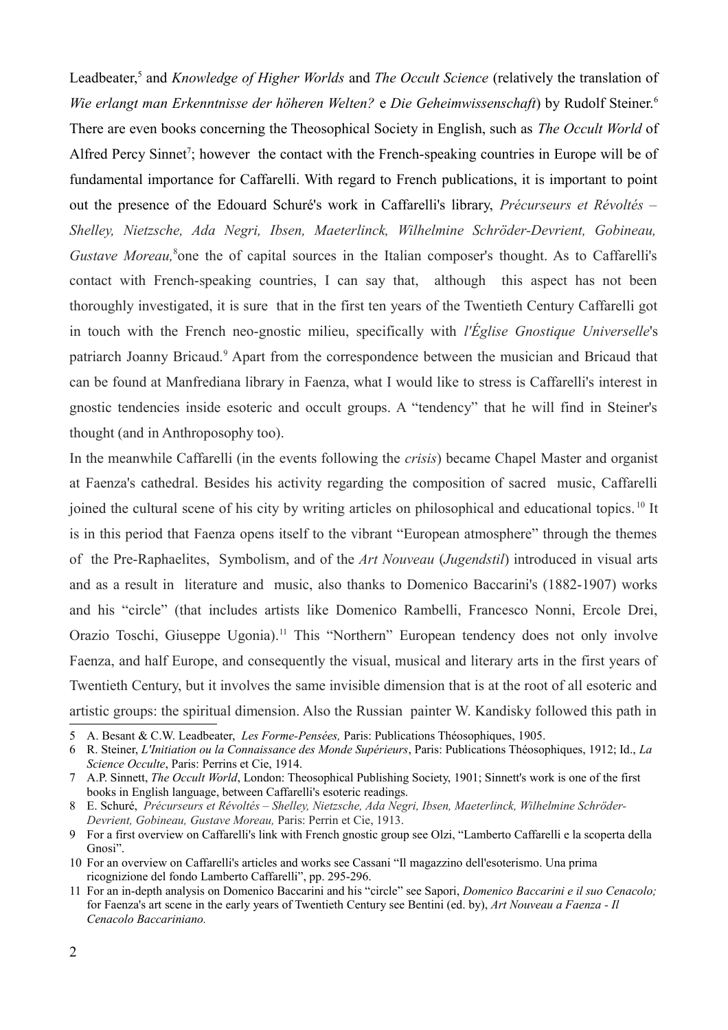Leadbeater,[5] and *Knowledge of Higher Worlds* and *The Occult Science* (relatively the translation of *Wie erlangt man Erkenntnisse der höheren Welten?* e *Die Geheimwissenschaft*) by Rudolf Steiner.[6] There are even books concerning the Theosophical Society in English, such as *The Occult World* of Alfred Percy Sinnet[7]; however the contact with the French-speaking countries in Europe will be of fundamental importance for Caffarelli. With regard to French publications, it is important to point out the presence of the Edouard Schuré's work in Caffarelli's library, *Précurseurs et Révoltés – Shelley, Nietzsche, Ada Negri, Ibsen, Maeterlinck, Wilhelmine Schröder-Devrient, Gobineau, Gustave Moreau,*[8]one the of capital sources in the Italian composer's thought. As to Caffarelli's contact with French-speaking countries, I can say that, although this aspect has not been thoroughly investigated, it is sure that in the first ten years of the Twentieth Century Caffarelli got in touch with the French neo-gnostic milieu, specifically with *l'Église Gnostique Universelle*'s patriarch Joanny Bricaud.[9] Apart from the correspondence between the musician and Bricaud that can be found at Manfrediana library in Faenza, what I would like to stress is Caffarelli's interest in gnostic tendencies inside esoteric and occult groups. A "tendency" that he will find in Steiner's thought (and in Anthroposophy too).

In the meanwhile Caffarelli (in the events following the *crisis*) became Chapel Master and organist at Faenza's cathedral. Besides his activity regarding the composition of sacred music, Caffarelli joined the cultural scene of his city by writing articles on philosophical and educational topics.[10] It is in this period that Faenza opens itself to the vibrant "European atmosphere" through the themes of the Pre-Raphaelites, Symbolism, and of the *Art Nouveau* (*Jugendstil*) introduced in visual arts and as a result in literature and music, also thanks to Domenico Baccarini's (1882-1907) works and his "circle" (that includes artists like Domenico Rambelli, Francesco Nonni, Ercole Drei, Orazio Toschi, Giuseppe Ugonia).[11] This "Northern" European tendency does not only involve Faenza, and half Europe, and consequently the visual, musical and literary arts in the first years of Twentieth Century, but it involves the same invisible dimension that is at the root of all esoteric and artistic groups: the spiritual dimension. Also the Russian painter W. Kandisky followed this path in

---

5 A. Besant & C.W. Leadbeater, *Les Forme-Pensées,* Paris: Publications Théosophiques, 1905.

6 R. Steiner, *L'Initiation ou la Connaissance des Monde Supérieurs*, Paris: Publications Théosophiques, 1912; Id., *La Science Occulte*, Paris: Perrins et Cie, 1914.

7 A.P. Sinnett, *The Occult World*, London: Theosophical Publishing Society, 1901; Sinnett's work is one of the first books in English language, between Caffarelli's esoteric readings.

8 E. Schuré, *Précurseurs et Révoltés – Shelley, Nietzsche, Ada Negri, Ibsen, Maeterlinck, Wilhelmine Schröder-Devrient, Gobineau, Gustave Moreau,* Paris: Perrin et Cie, 1913.

9 For a first overview on Caffarelli's link with French gnostic group see Olzi, "Lamberto Caffarelli e la scoperta della Gnosi".

10 For an overview on Caffarelli's articles and works see Cassani "Il magazzino dell'esoterismo. Una prima ricognizione del fondo Lamberto Caffarelli", pp. 295-296.

11 For an in-depth analysis on Domenico Baccarini and his "circle" see Sapori, *Domenico Baccarini e il suo Cenacolo;* for Faenza's art scene in the early years of Twentieth Century see Bentini (ed. by), *Art Nouveau a Faenza - Il Cenacolo Baccariniano.*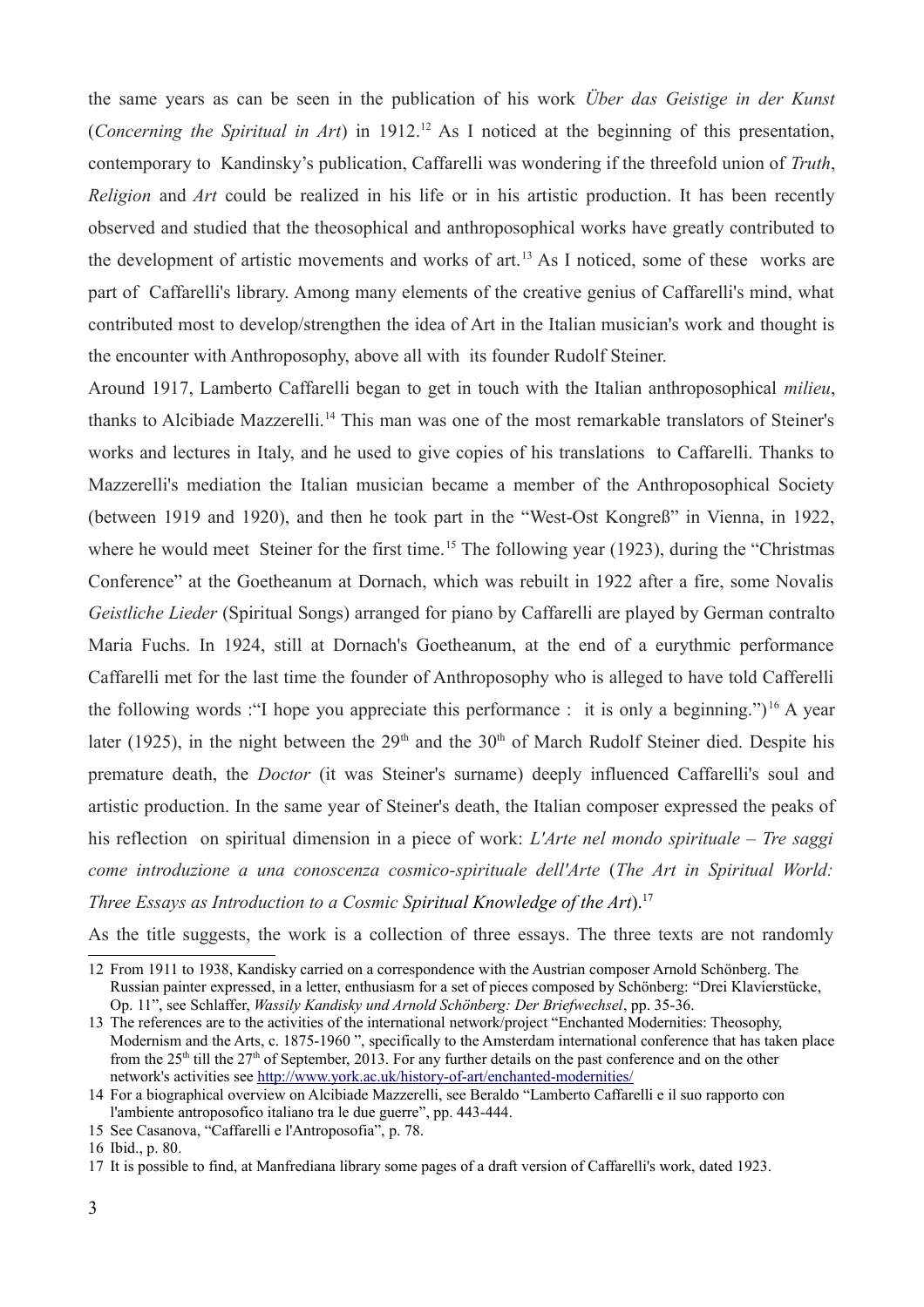the same years as can be seen in the publication of his work *Über das Geistige in der Kunst* (*Concerning the Spiritual in Art*) in 1912.[12] As I noticed at the beginning of this presentation, contemporary to Kandinsky's publication, Caffarelli was wondering if the threefold union of *Truth*, *Religion* and *Art* could be realized in his life or in his artistic production. It has been recently observed and studied that the theosophical and anthroposophical works have greatly contributed to the development of artistic movements and works of art.[13] As I noticed, some of these works are part of Caffarelli's library. Among many elements of the creative genius of Caffarelli's mind, what contributed most to develop/strengthen the idea of Art in the Italian musician's work and thought is the encounter with Anthroposophy, above all with its founder Rudolf Steiner.

Around 1917, Lamberto Caffarelli began to get in touch with the Italian anthroposophical *milieu*, thanks to Alcibiade Mazzerelli.[14] This man was one of the most remarkable translators of Steiner's works and lectures in Italy, and he used to give copies of his translations to Caffarelli. Thanks to Mazzerelli's mediation the Italian musician became a member of the Anthroposophical Society (between 1919 and 1920), and then he took part in the "West-Ost Kongreß" in Vienna, in 1922, where he would meet Steiner for the first time.[15] The following year (1923), during the "Christmas Conference" at the Goetheanum at Dornach, which was rebuilt in 1922 after a fire, some Novalis *Geistliche Lieder* (Spiritual Songs) arranged for piano by Caffarelli are played by German contralto Maria Fuchs. In 1924, still at Dornach's Goetheanum, at the end of a eurythmic performance Caffarelli met for the last time the founder of Anthroposophy who is alleged to have told Cafferelli the following words :"I hope you appreciate this performance : it is only a beginning.")[16] A year later (1925), in the night between the 29th and the 30th of March Rudolf Steiner died. Despite his premature death, the *Doctor* (it was Steiner's surname) deeply influenced Caffarelli's soul and artistic production. In the same year of Steiner's death, the Italian composer expressed the peaks of his reflection on spiritual dimension in a piece of work: *L'Arte nel mondo spirituale – Tre saggi come introduzione a una conoscenza cosmico-spirituale dell'Arte* (*The Art in Spiritual World: Three Essays as Introduction to a Cosmic Spiritual Knowledge of the Art*).[17]

As the title suggests, the work is a collection of three essays. The three texts are not randomly

---

12 From 1911 to 1938, Kandisky carried on a correspondence with the Austrian composer Arnold Schönberg. The Russian painter expressed, in a letter, enthusiasm for a set of pieces composed by Schönberg: "Drei Klavierstücke, Op. 11", see Schlaffer, *Wassily Kandisky und Arnold Schönberg: Der Briefwechsel*, pp. 35-36.

13 The references are to the activities of the international network/project "Enchanted Modernities: Theosophy, Modernism and the Arts, c. 1875-1960 ", specifically to the Amsterdam international conference that has taken place from the 25th till the 27th of September, 2013. For any further details on the past conference and on the other network's activities see http://www.york.ac.uk/history-of-art/enchanted-modernities/

14 For a biographical overview on Alcibiade Mazzerelli, see Beraldo "Lamberto Caffarelli e il suo rapporto con l'ambiente antroposofico italiano tra le due guerre", pp. 443-444.

15 See Casanova, "Caffarelli e l'Antroposofia", p. 78.

16 Ibid., p. 80.

17 It is possible to find, at Manfrediana library some pages of a draft version of Caffarelli's work, dated 1923.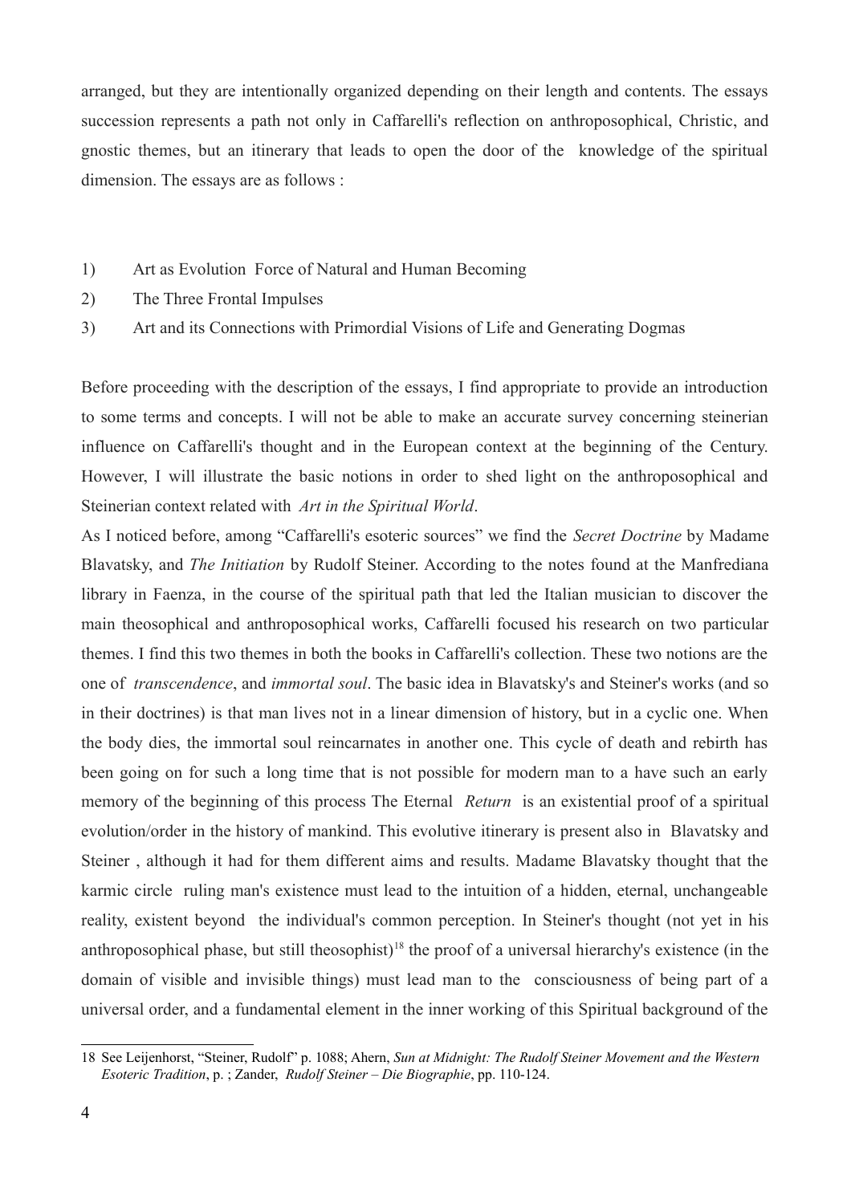arranged, but they are intentionally organized depending on their length and contents. The essays succession represents a path not only in Caffarelli's reflection on anthroposophical, Christic, and gnostic themes, but an itinerary that leads to open the door of the knowledge of the spiritual dimension. The essays are as follows :

1) Art as Evolution Force of Natural and Human Becoming
2) The Three Frontal Impulses
3) Art and its Connections with Primordial Visions of Life and Generating Dogmas

Before proceeding with the description of the essays, I find appropriate to provide an introduction to some terms and concepts. I will not be able to make an accurate survey concerning steinerian influence on Caffarelli's thought and in the European context at the beginning of the Century. However, I will illustrate the basic notions in order to shed light on the anthroposophical and Steinerian context related with *Art in the Spiritual World*.

As I noticed before, among "Caffarelli's esoteric sources" we find the *Secret Doctrine* by Madame Blavatsky, and *The Initiation* by Rudolf Steiner. According to the notes found at the Manfrediana library in Faenza, in the course of the spiritual path that led the Italian musician to discover the main theosophical and anthroposophical works, Caffarelli focused his research on two particular themes. I find this two themes in both the books in Caffarelli's collection. These two notions are the one of *transcendence*, and *immortal soul*. The basic idea in Blavatsky's and Steiner's works (and so in their doctrines) is that man lives not in a linear dimension of history, but in a cyclic one. When the body dies, the immortal soul reincarnates in another one. This cycle of death and rebirth has been going on for such a long time that is not possible for modern man to a have such an early memory of the beginning of this process The Eternal *Return* is an existential proof of a spiritual evolution/order in the history of mankind. This evolutive itinerary is present also in Blavatsky and Steiner , although it had for them different aims and results. Madame Blavatsky thought that the karmic circle ruling man's existence must lead to the intuition of a hidden, eternal, unchangeable reality, existent beyond the individual's common perception. In Steiner's thought (not yet in his anthroposophical phase, but still theosophist)[18] the proof of a universal hierarchy's existence (in the domain of visible and invisible things) must lead man to the consciousness of being part of a universal order, and a fundamental element in the inner working of this Spiritual background of the

18 See Leijenhorst, "Steiner, Rudolf" p. 1088; Ahern, *Sun at Midnight: The Rudolf Steiner Movement and the Western Esoteric Tradition*, p. ; Zander, *Rudolf Steiner – Die Biographie*, pp. 110-124.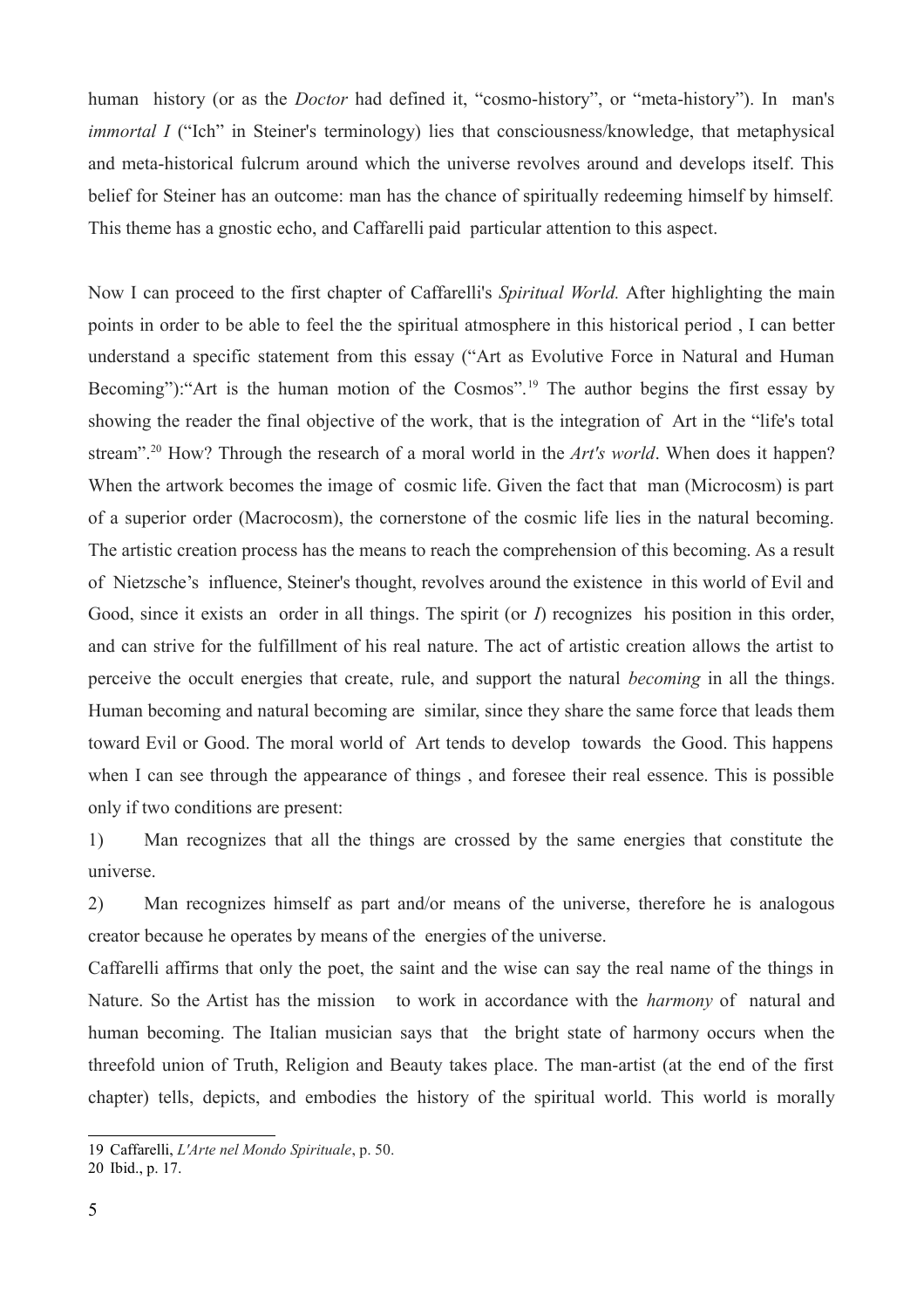human history (or as the *Doctor* had defined it, "cosmo-history", or "meta-history"). In man's *immortal I* ("Ich" in Steiner's terminology) lies that consciousness/knowledge, that metaphysical and meta-historical fulcrum around which the universe revolves around and develops itself. This belief for Steiner has an outcome: man has the chance of spiritually redeeming himself by himself. This theme has a gnostic echo, and Caffarelli paid particular attention to this aspect.

Now I can proceed to the first chapter of Caffarelli's *Spiritual World.* After highlighting the main points in order to be able to feel the the spiritual atmosphere in this historical period , I can better understand a specific statement from this essay ("Art as Evolutive Force in Natural and Human Becoming"):"Art is the human motion of the Cosmos".[19] The author begins the first essay by showing the reader the final objective of the work, that is the integration of Art in the "life's total stream".[20] How? Through the research of a moral world in the *Art's world*. When does it happen? When the artwork becomes the image of cosmic life. Given the fact that man (Microcosm) is part of a superior order (Macrocosm), the cornerstone of the cosmic life lies in the natural becoming. The artistic creation process has the means to reach the comprehension of this becoming. As a result of Nietzsche's influence, Steiner's thought, revolves around the existence in this world of Evil and Good, since it exists an order in all things. The spirit (or *I*) recognizes his position in this order, and can strive for the fulfillment of his real nature. The act of artistic creation allows the artist to perceive the occult energies that create, rule, and support the natural *becoming* in all the things. Human becoming and natural becoming are similar, since they share the same force that leads them toward Evil or Good. The moral world of Art tends to develop towards the Good. This happens when I can see through the appearance of things , and foresee their real essence. This is possible only if two conditions are present:

1) Man recognizes that all the things are crossed by the same energies that constitute the universe.

2) Man recognizes himself as part and/or means of the universe, therefore he is analogous creator because he operates by means of the energies of the universe.

Caffarelli affirms that only the poet, the saint and the wise can say the real name of the things in Nature. So the Artist has the mission to work in accordance with the *harmony* of natural and human becoming. The Italian musician says that the bright state of harmony occurs when the threefold union of Truth, Religion and Beauty takes place. The man-artist (at the end of the first chapter) tells, depicts, and embodies the history of the spiritual world. This world is morally

19 Caffarelli, *L'Arte nel Mondo Spirituale*, p. 50.

20 Ibid., p. 17.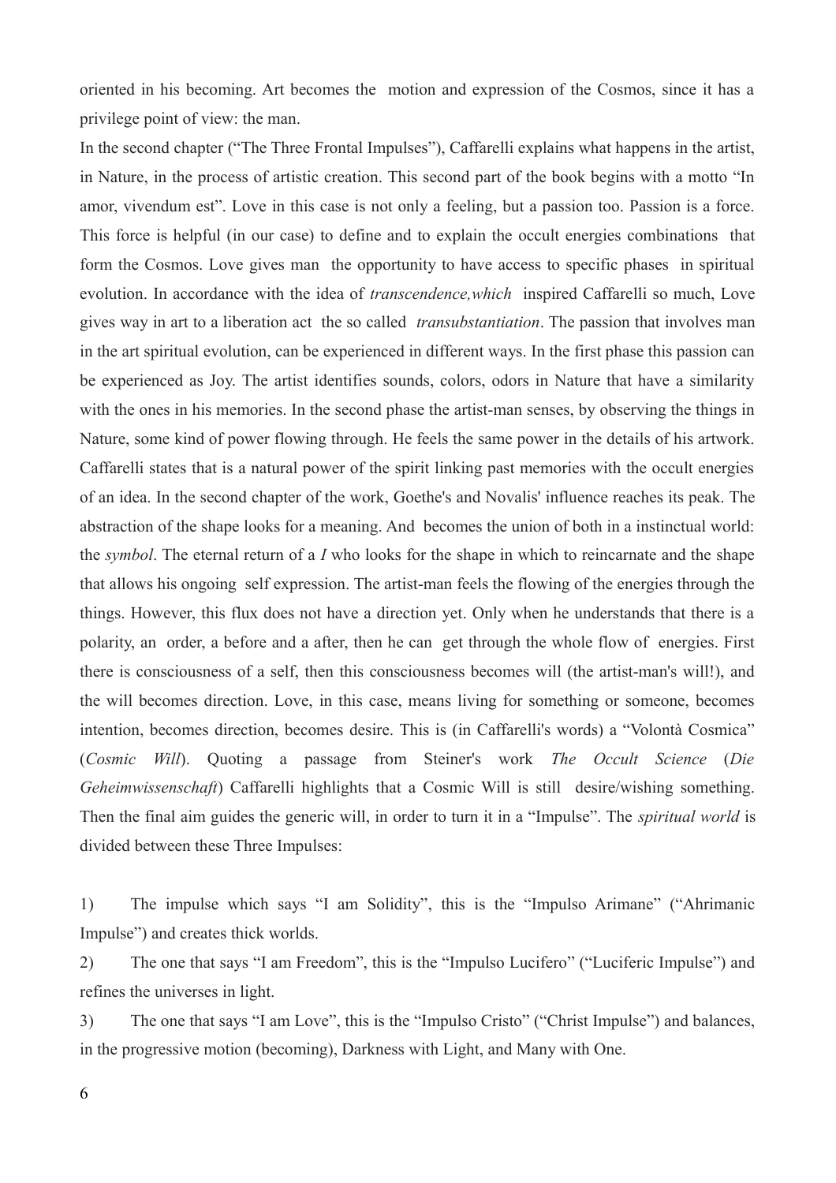oriented in his becoming. Art becomes the motion and expression of the Cosmos, since it has a privilege point of view: the man.

In the second chapter ("The Three Frontal Impulses"), Caffarelli explains what happens in the artist, in Nature, in the process of artistic creation. This second part of the book begins with a motto "In amor, vivendum est". Love in this case is not only a feeling, but a passion too. Passion is a force. This force is helpful (in our case) to define and to explain the occult energies combinations that form the Cosmos. Love gives man the opportunity to have access to specific phases in spiritual evolution. In accordance with the idea of *transcendence,which* inspired Caffarelli so much, Love gives way in art to a liberation act the so called *transubstantiation*. The passion that involves man in the art spiritual evolution, can be experienced in different ways. In the first phase this passion can be experienced as Joy. The artist identifies sounds, colors, odors in Nature that have a similarity with the ones in his memories. In the second phase the artist-man senses, by observing the things in Nature, some kind of power flowing through. He feels the same power in the details of his artwork. Caffarelli states that is a natural power of the spirit linking past memories with the occult energies of an idea. In the second chapter of the work, Goethe's and Novalis' influence reaches its peak. The abstraction of the shape looks for a meaning. And becomes the union of both in a instinctual world: the *symbol*. The eternal return of a *I* who looks for the shape in which to reincarnate and the shape that allows his ongoing self expression. The artist-man feels the flowing of the energies through the things. However, this flux does not have a direction yet. Only when he understands that there is a polarity, an order, a before and a after, then he can get through the whole flow of energies. First there is consciousness of a self, then this consciousness becomes will (the artist-man's will!), and the will becomes direction. Love, in this case, means living for something or someone, becomes intention, becomes direction, becomes desire. This is (in Caffarelli's words) a "Volontà Cosmica" (*Cosmic Will*). Quoting a passage from Steiner's work *The Occult Science* (*Die Geheimwissenschaft*) Caffarelli highlights that a Cosmic Will is still desire/wishing something. Then the final aim guides the generic will, in order to turn it in a "Impulse". The *spiritual world* is divided between these Three Impulses:

1) The impulse which says "I am Solidity", this is the "Impulso Arimane" ("Ahrimanic Impulse") and creates thick worlds.
2) The one that says "I am Freedom", this is the "Impulso Lucifero" ("Luciferic Impulse") and refines the universes in light.
3) The one that says "I am Love", this is the "Impulso Cristo" ("Christ Impulse") and balances, in the progressive motion (becoming), Darkness with Light, and Many with One.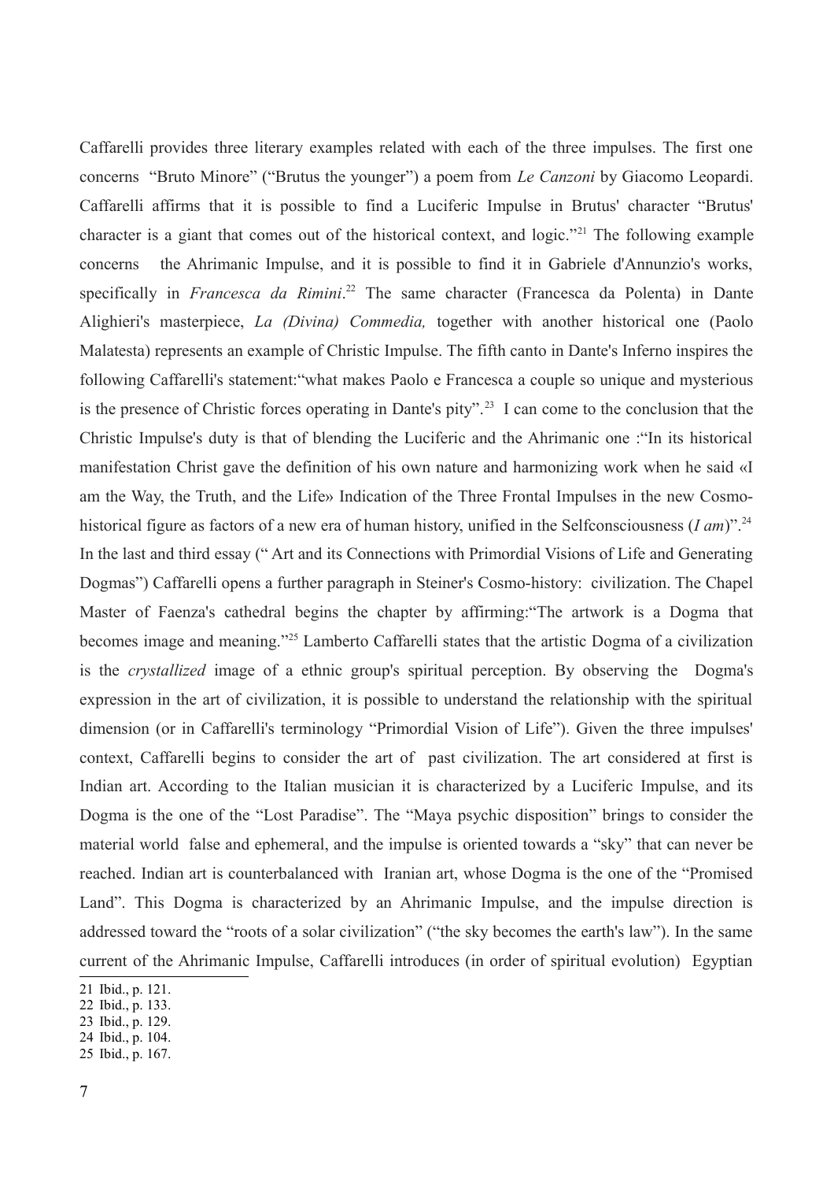Caffarelli provides three literary examples related with each of the three impulses. The first one concerns "Bruto Minore" ("Brutus the younger") a poem from *Le Canzoni* by Giacomo Leopardi. Caffarelli affirms that it is possible to find a Luciferic Impulse in Brutus' character "Brutus' character is a giant that comes out of the historical context, and logic."[21] The following example concerns the Ahrimanic Impulse, and it is possible to find it in Gabriele d'Annunzio's works, specifically in *Francesca da Rimini*.[22] The same character (Francesca da Polenta) in Dante Alighieri's masterpiece, *La (Divina) Commedia,* together with another historical one (Paolo Malatesta) represents an example of Christic Impulse. The fifth canto in Dante's Inferno inspires the following Caffarelli's statement:"what makes Paolo e Francesca a couple so unique and mysterious is the presence of Christic forces operating in Dante's pity".[23] I can come to the conclusion that the Christic Impulse's duty is that of blending the Luciferic and the Ahrimanic one :"In its historical manifestation Christ gave the definition of his own nature and harmonizing work when he said «I am the Way, the Truth, and the Life» Indication of the Three Frontal Impulses in the new Cosmo-historical figure as factors of a new era of human history, unified in the Selfconsciousness (*I am*)".[24] In the last and third essay (" Art and its Connections with Primordial Visions of Life and Generating Dogmas") Caffarelli opens a further paragraph in Steiner's Cosmo-history: civilization. The Chapel Master of Faenza's cathedral begins the chapter by affirming:"The artwork is a Dogma that becomes image and meaning."[25] Lamberto Caffarelli states that the artistic Dogma of a civilization is the *crystallized* image of a ethnic group's spiritual perception. By observing the Dogma's expression in the art of civilization, it is possible to understand the relationship with the spiritual dimension (or in Caffarelli's terminology "Primordial Vision of Life"). Given the three impulses' context, Caffarelli begins to consider the art of past civilization. The art considered at first is Indian art. According to the Italian musician it is characterized by a Luciferic Impulse, and its Dogma is the one of the "Lost Paradise". The "Maya psychic disposition" brings to consider the material world false and ephemeral, and the impulse is oriented towards a "sky" that can never be reached. Indian art is counterbalanced with Iranian art, whose Dogma is the one of the "Promised Land". This Dogma is characterized by an Ahrimanic Impulse, and the impulse direction is addressed toward the "roots of a solar civilization" ("the sky becomes the earth's law"). In the same current of the Ahrimanic Impulse, Caffarelli introduces (in order of spiritual evolution) Egyptian

21 Ibid., p. 121.
22 Ibid., p. 133.
23 Ibid., p. 129.
24 Ibid., p. 104.
25 Ibid., p. 167.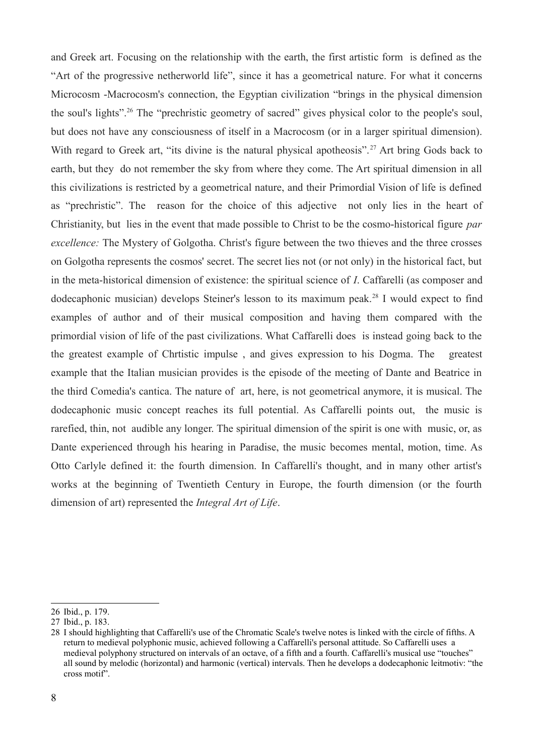and Greek art. Focusing on the relationship with the earth, the first artistic form is defined as the "Art of the progressive netherworld life", since it has a geometrical nature. For what it concerns Microcosm -Macrocosm's connection, the Egyptian civilization "brings in the physical dimension the soul's lights".[26] The "prechristic geometry of sacred" gives physical color to the people's soul, but does not have any consciousness of itself in a Macrocosm (or in a larger spiritual dimension). With regard to Greek art, "its divine is the natural physical apotheosis".[27] Art bring Gods back to earth, but they do not remember the sky from where they come. The Art spiritual dimension in all this civilizations is restricted by a geometrical nature, and their Primordial Vision of life is defined as "prechristic". The reason for the choice of this adjective not only lies in the heart of Christianity, but lies in the event that made possible to Christ to be the cosmo-historical figure *par excellence:* The Mystery of Golgotha. Christ's figure between the two thieves and the three crosses on Golgotha represents the cosmos' secret. The secret lies not (or not only) in the historical fact, but in the meta-historical dimension of existence: the spiritual science of *I*. Caffarelli (as composer and dodecaphonic musician) develops Steiner's lesson to its maximum peak.[28] I would expect to find examples of author and of their musical composition and having them compared with the primordial vision of life of the past civilizations. What Caffarelli does is instead going back to the the greatest example of Chrtistic impulse , and gives expression to his Dogma. The greatest example that the Italian musician provides is the episode of the meeting of Dante and Beatrice in the third Comedia's cantica. The nature of art, here, is not geometrical anymore, it is musical. The dodecaphonic music concept reaches its full potential. As Caffarelli points out, the music is rarefied, thin, not audible any longer. The spiritual dimension of the spirit is one with music, or, as Dante experienced through his hearing in Paradise, the music becomes mental, motion, time. As Otto Carlyle defined it: the fourth dimension. In Caffarelli's thought, and in many other artist's works at the beginning of Twentieth Century in Europe, the fourth dimension (or the fourth dimension of art) represented the *Integral Art of Life*.

---

26 Ibid., p. 179.

27 Ibid., p. 183.

28 I should highlighting that Caffarelli's use of the Chromatic Scale's twelve notes is linked with the circle of fifths. A return to medieval polyphonic music, achieved following a Caffarelli's personal attitude. So Caffarelli uses a medieval polyphony structured on intervals of an octave, of a fifth and a fourth. Caffarelli's musical use "touches" all sound by melodic (horizontal) and harmonic (vertical) intervals. Then he develops a dodecaphonic leitmotiv: "the cross motif".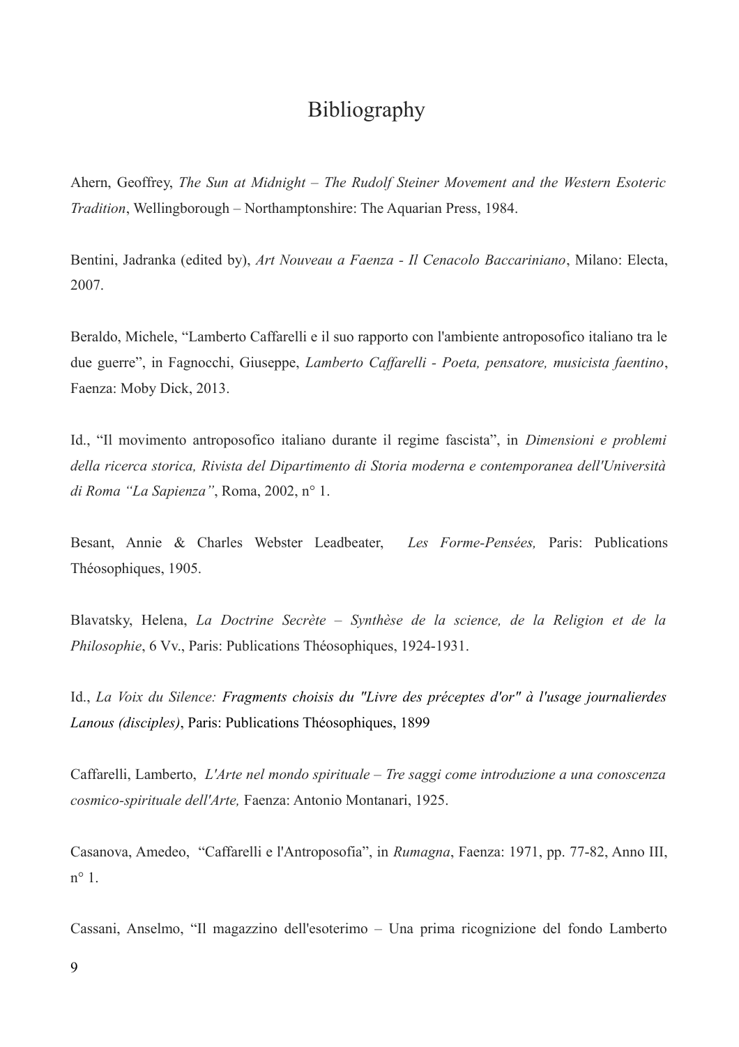# Bibliography

Ahern, Geoffrey, *The Sun at Midnight – The Rudolf Steiner Movement and the Western Esoteric Tradition*, Wellingborough – Northamptonshire: The Aquarian Press, 1984.

Bentini, Jadranka (edited by), *Art Nouveau a Faenza - Il Cenacolo Baccariniano*, Milano: Electa, 2007.

Beraldo, Michele, "Lamberto Caffarelli e il suo rapporto con l'ambiente antroposofico italiano tra le due guerre", in Fagnocchi, Giuseppe, *Lamberto Caffarelli - Poeta, pensatore, musicista faentino*, Faenza: Moby Dick, 2013.

Id., "Il movimento antroposofico italiano durante il regime fascista", in *Dimensioni e problemi della ricerca storica, Rivista del Dipartimento di Storia moderna e contemporanea dell'Università di Roma "La Sapienza"*, Roma, 2002, n° 1.

Besant, Annie & Charles Webster Leadbeater, *Les Forme-Pensées,* Paris: Publications Théosophiques, 1905.

Blavatsky, Helena, *La Doctrine Secrète – Synthèse de la science, de la Religion et de la Philosophie*, 6 Vv., Paris: Publications Théosophiques, 1924-1931.

Id., *La Voix du Silence: Fragments choisis du "Livre des préceptes d'or" à l'usage journalierdes Lanous (disciples)*, Paris: Publications Théosophiques, 1899

Caffarelli, Lamberto, *L'Arte nel mondo spirituale – Tre saggi come introduzione a una conoscenza cosmico-spirituale dell'Arte,* Faenza: Antonio Montanari, 1925.

Casanova, Amedeo, "Caffarelli e l'Antroposofia", in *Rumagna*, Faenza: 1971, pp. 77-82, Anno III, n° 1.

Cassani, Anselmo, "Il magazzino dell'esoterimo – Una prima ricognizione del fondo Lamberto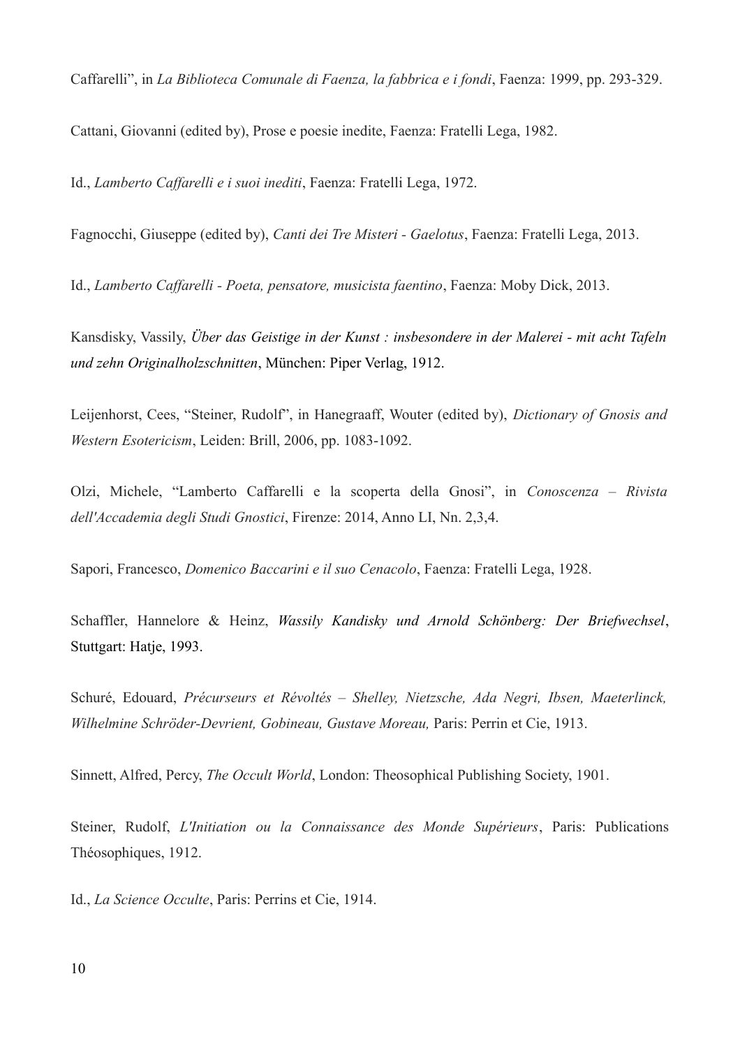Caffarelli”, in *La Biblioteca Comunale di Faenza, la fabbrica e i fondi*, Faenza: 1999, pp. 293-329.

Cattani, Giovanni (edited by), Prose e poesie inedite, Faenza: Fratelli Lega, 1982.

Id., *Lamberto Caffarelli e i suoi inediti*, Faenza: Fratelli Lega, 1972.

Fagnocchi, Giuseppe (edited by), *Canti dei Tre Misteri - Gaelotus*, Faenza: Fratelli Lega, 2013.

Id., *Lamberto Caffarelli - Poeta, pensatore, musicista faentino*, Faenza: Moby Dick, 2013.

Kansdisky, Vassily, *Über das Geistige in der Kunst : insbesondere in der Malerei - mit acht Tafeln und zehn Originalholzschnitten*, München: Piper Verlag, 1912.

Leijenhorst, Cees, “Steiner, Rudolf”, in Hanegraaff, Wouter (edited by), *Dictionary of Gnosis and Western Esotericism*, Leiden: Brill, 2006, pp. 1083-1092.

Olzi, Michele, “Lamberto Caffarelli e la scoperta della Gnosi”, in *Conoscenza – Rivista dell'Accademia degli Studi Gnostici*, Firenze: 2014, Anno LI, Nn. 2,3,4.

Sapori, Francesco, *Domenico Baccarini e il suo Cenacolo*, Faenza: Fratelli Lega, 1928.

Schaffler, Hannelore & Heinz, *Wassily Kandisky und Arnold Schönberg: Der Briefwechsel*, Stuttgart: Hatje, 1993.

Schuré, Edouard, *Précurseurs et Révoltés – Shelley, Nietzsche, Ada Negri, Ibsen, Maeterlinck, Wilhelmine Schröder-Devrient, Gobineau, Gustave Moreau,* Paris: Perrin et Cie, 1913.

Sinnett, Alfred, Percy, *The Occult World*, London: Theosophical Publishing Society, 1901.

Steiner, Rudolf, *L'Initiation ou la Connaissance des Monde Supérieurs*, Paris: Publications Théosophiques, 1912.

Id., *La Science Occulte*, Paris: Perrins et Cie, 1914.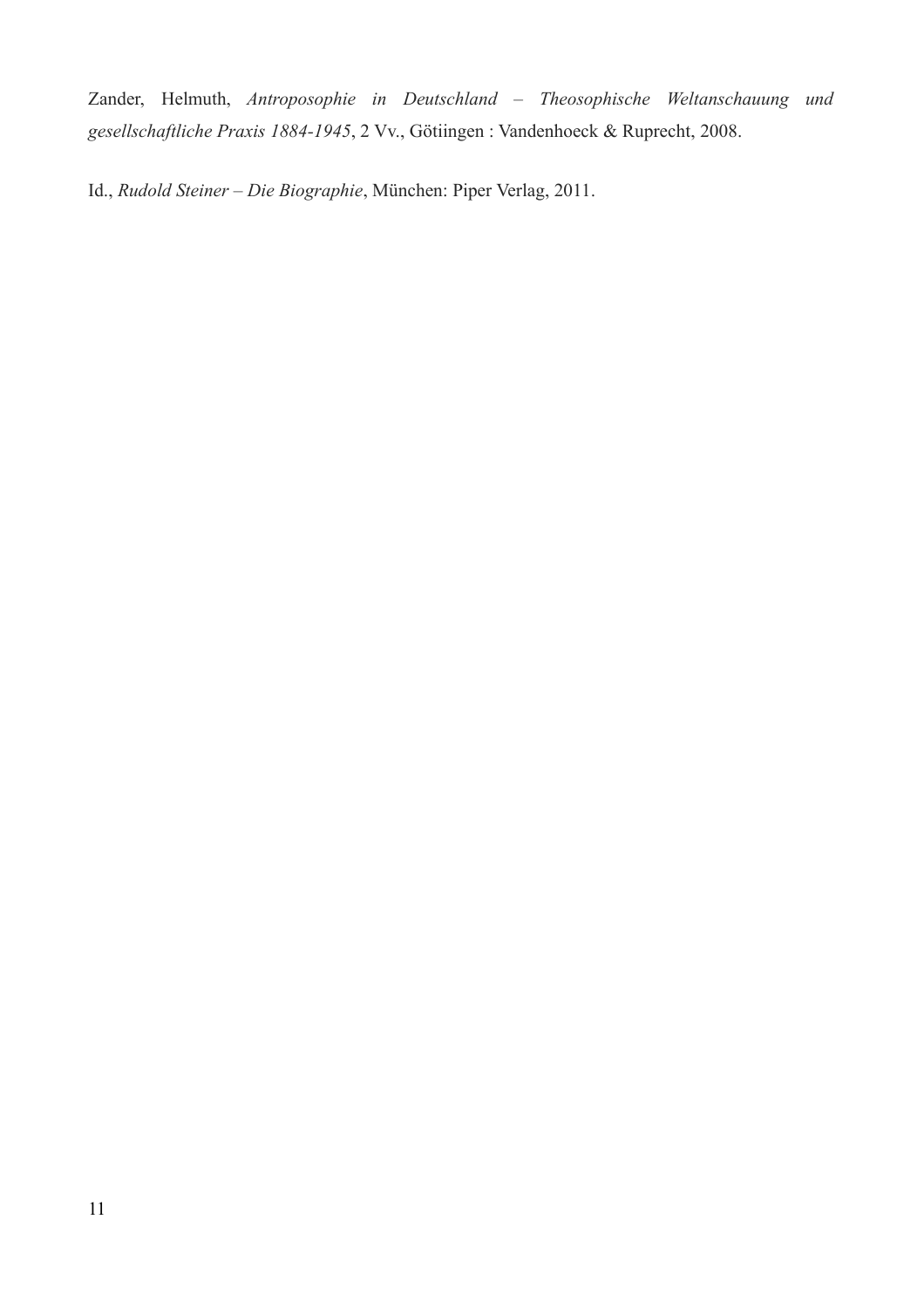Zander, Helmuth, *Antroposophie in Deutschland – Theosophische Weltanschauung und gesellschaftliche Praxis 1884-1945*, 2 Vv., Götiingen : Vandenhoeck & Ruprecht, 2008.

Id., *Rudold Steiner – Die Biographie*, München: Piper Verlag, 2011.